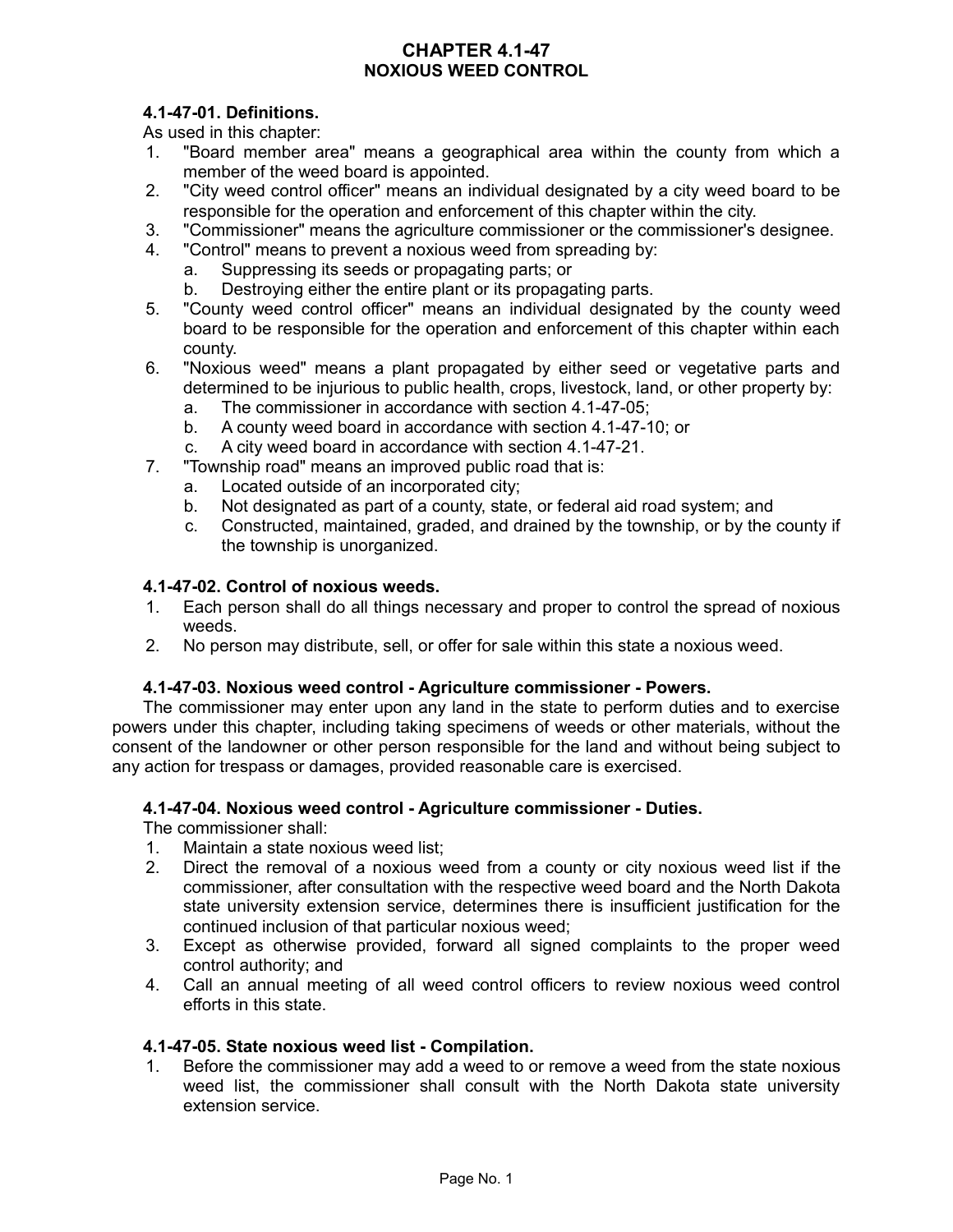# CHAPTER 4.1-47
# NOXIOUS WEED CONTROL

**4.1-47-01. Definitions.**

As used in this chapter:

1. "Board member area" means a geographical area within the county from which a member of the weed board is appointed.
2. "City weed control officer" means an individual designated by a city weed board to be responsible for the operation and enforcement of this chapter within the city.
3. "Commissioner" means the agriculture commissioner or the commissioner's designee.
4. "Control" means to prevent a noxious weed from spreading by:
   a. Suppressing its seeds or propagating parts; or
   b. Destroying either the entire plant or its propagating parts.
5. "County weed control officer" means an individual designated by the county weed board to be responsible for the operation and enforcement of this chapter within each county.
6. "Noxious weed" means a plant propagated by either seed or vegetative parts and determined to be injurious to public health, crops, livestock, land, or other property by:
   a. The commissioner in accordance with section 4.1-47-05;
   b. A county weed board in accordance with section 4.1-47-10; or
   c. A city weed board in accordance with section 4.1-47-21.
7. "Township road" means an improved public road that is:
   a. Located outside of an incorporated city;
   b. Not designated as part of a county, state, or federal aid road system; and
   c. Constructed, maintained, graded, and drained by the township, or by the county if the township is unorganized.

**4.1-47-02. Control of noxious weeds.**

1. Each person shall do all things necessary and proper to control the spread of noxious weeds.
2. No person may distribute, sell, or offer for sale within this state a noxious weed.

**4.1-47-03. Noxious weed control - Agriculture commissioner - Powers.**

The commissioner may enter upon any land in the state to perform duties and to exercise powers under this chapter, including taking specimens of weeds or other materials, without the consent of the landowner or other person responsible for the land and without being subject to any action for trespass or damages, provided reasonable care is exercised.

**4.1-47-04. Noxious weed control - Agriculture commissioner - Duties.**

The commissioner shall:

1. Maintain a state noxious weed list;
2. Direct the removal of a noxious weed from a county or city noxious weed list if the commissioner, after consultation with the respective weed board and the North Dakota state university extension service, determines there is insufficient justification for the continued inclusion of that particular noxious weed;
3. Except as otherwise provided, forward all signed complaints to the proper weed control authority; and
4. Call an annual meeting of all weed control officers to review noxious weed control efforts in this state.

**4.1-47-05. State noxious weed list - Compilation.**

1. Before the commissioner may add a weed to or remove a weed from the state noxious weed list, the commissioner shall consult with the North Dakota state university extension service.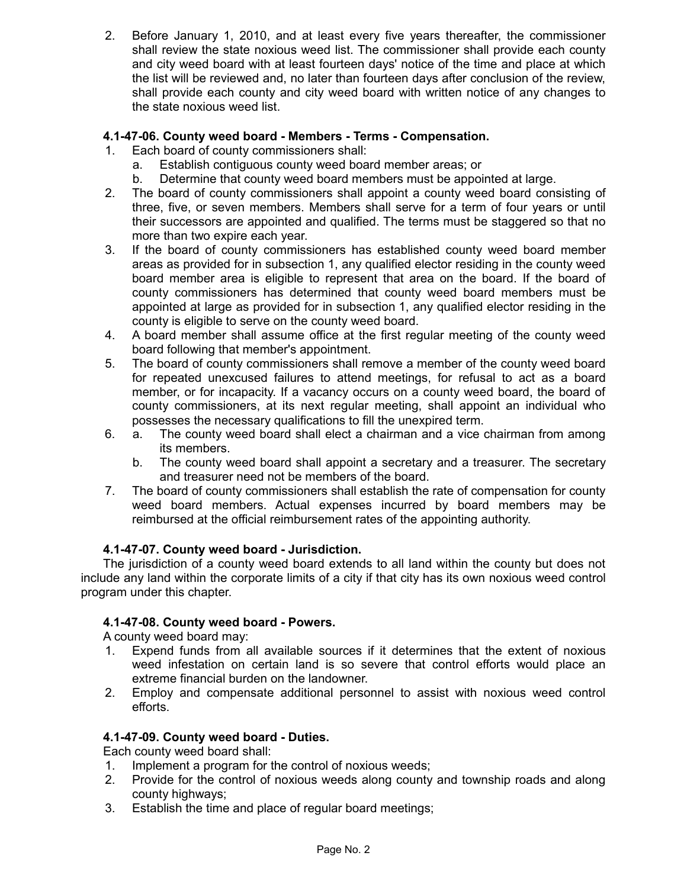2. Before January 1, 2010, and at least every five years thereafter, the commissioner shall review the state noxious weed list. The commissioner shall provide each county and city weed board with at least fourteen days' notice of the time and place at which the list will be reviewed and, no later than fourteen days after conclusion of the review, shall provide each county and city weed board with written notice of any changes to the state noxious weed list.

### 4.1-47-06. County weed board - Members - Terms - Compensation.

1. Each board of county commissioners shall:
   a. Establish contiguous county weed board member areas; or
   b. Determine that county weed board members must be appointed at large.
2. The board of county commissioners shall appoint a county weed board consisting of three, five, or seven members. Members shall serve for a term of four years or until their successors are appointed and qualified. The terms must be staggered so that no more than two expire each year.
3. If the board of county commissioners has established county weed board member areas as provided for in subsection 1, any qualified elector residing in the county weed board member area is eligible to represent that area on the board. If the board of county commissioners has determined that county weed board members must be appointed at large as provided for in subsection 1, any qualified elector residing in the county is eligible to serve on the county weed board.
4. A board member shall assume office at the first regular meeting of the county weed board following that member's appointment.
5. The board of county commissioners shall remove a member of the county weed board for repeated unexcused failures to attend meetings, for refusal to act as a board member, or for incapacity. If a vacancy occurs on a county weed board, the board of county commissioners, at its next regular meeting, shall appoint an individual who possesses the necessary qualifications to fill the unexpired term.
6. a. The county weed board shall elect a chairman and a vice chairman from among its members.
   b. The county weed board shall appoint a secretary and a treasurer. The secretary and treasurer need not be members of the board.
7. The board of county commissioners shall establish the rate of compensation for county weed board members. Actual expenses incurred by board members may be reimbursed at the official reimbursement rates of the appointing authority.

### 4.1-47-07. County weed board - Jurisdiction.

The jurisdiction of a county weed board extends to all land within the county but does not include any land within the corporate limits of a city if that city has its own noxious weed control program under this chapter.

### 4.1-47-08. County weed board - Powers.

A county weed board may:

1. Expend funds from all available sources if it determines that the extent of noxious weed infestation on certain land is so severe that control efforts would place an extreme financial burden on the landowner.
2. Employ and compensate additional personnel to assist with noxious weed control efforts.

### 4.1-47-09. County weed board - Duties.

Each county weed board shall:

1. Implement a program for the control of noxious weeds;
2. Provide for the control of noxious weeds along county and township roads and along county highways;
3. Establish the time and place of regular board meetings;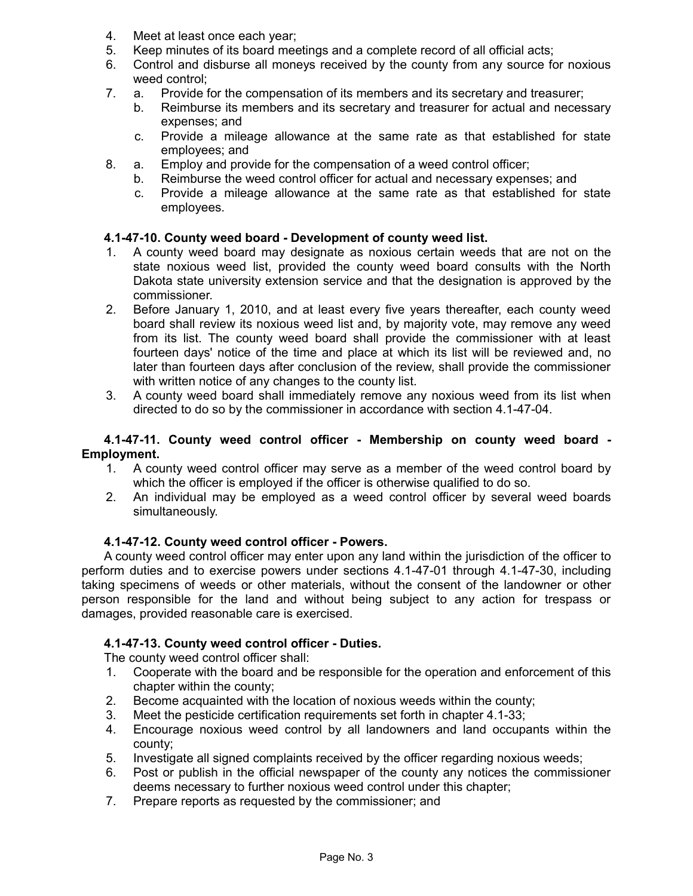4. Meet at least once each year;
5. Keep minutes of its board meetings and a complete record of all official acts;
6. Control and disburse all moneys received by the county from any source for noxious weed control;
7. a. Provide for the compensation of its members and its secretary and treasurer;
   b. Reimburse its members and its secretary and treasurer for actual and necessary expenses; and
   c. Provide a mileage allowance at the same rate as that established for state employees; and
8. a. Employ and provide for the compensation of a weed control officer;
   b. Reimburse the weed control officer for actual and necessary expenses; and
   c. Provide a mileage allowance at the same rate as that established for state employees.

**4.1-47-10. County weed board - Development of county weed list.**

1. A county weed board may designate as noxious certain weeds that are not on the state noxious weed list, provided the county weed board consults with the North Dakota state university extension service and that the designation is approved by the commissioner.
2. Before January 1, 2010, and at least every five years thereafter, each county weed board shall review its noxious weed list and, by majority vote, may remove any weed from its list. The county weed board shall provide the commissioner with at least fourteen days' notice of the time and place at which its list will be reviewed and, no later than fourteen days after conclusion of the review, shall provide the commissioner with written notice of any changes to the county list.
3. A county weed board shall immediately remove any noxious weed from its list when directed to do so by the commissioner in accordance with section 4.1-47-04.

**4.1-47-11. County weed control officer - Membership on county weed board - Employment.**

1. A county weed control officer may serve as a member of the weed control board by which the officer is employed if the officer is otherwise qualified to do so.
2. An individual may be employed as a weed control officer by several weed boards simultaneously.

**4.1-47-12. County weed control officer - Powers.**

A county weed control officer may enter upon any land within the jurisdiction of the officer to perform duties and to exercise powers under sections 4.1-47-01 through 4.1-47-30, including taking specimens of weeds or other materials, without the consent of the landowner or other person responsible for the land and without being subject to any action for trespass or damages, provided reasonable care is exercised.

**4.1-47-13. County weed control officer - Duties.**

The county weed control officer shall:

1. Cooperate with the board and be responsible for the operation and enforcement of this chapter within the county;
2. Become acquainted with the location of noxious weeds within the county;
3. Meet the pesticide certification requirements set forth in chapter 4.1-33;
4. Encourage noxious weed control by all landowners and land occupants within the county;
5. Investigate all signed complaints received by the officer regarding noxious weeds;
6. Post or publish in the official newspaper of the county any notices the commissioner deems necessary to further noxious weed control under this chapter;
7. Prepare reports as requested by the commissioner; and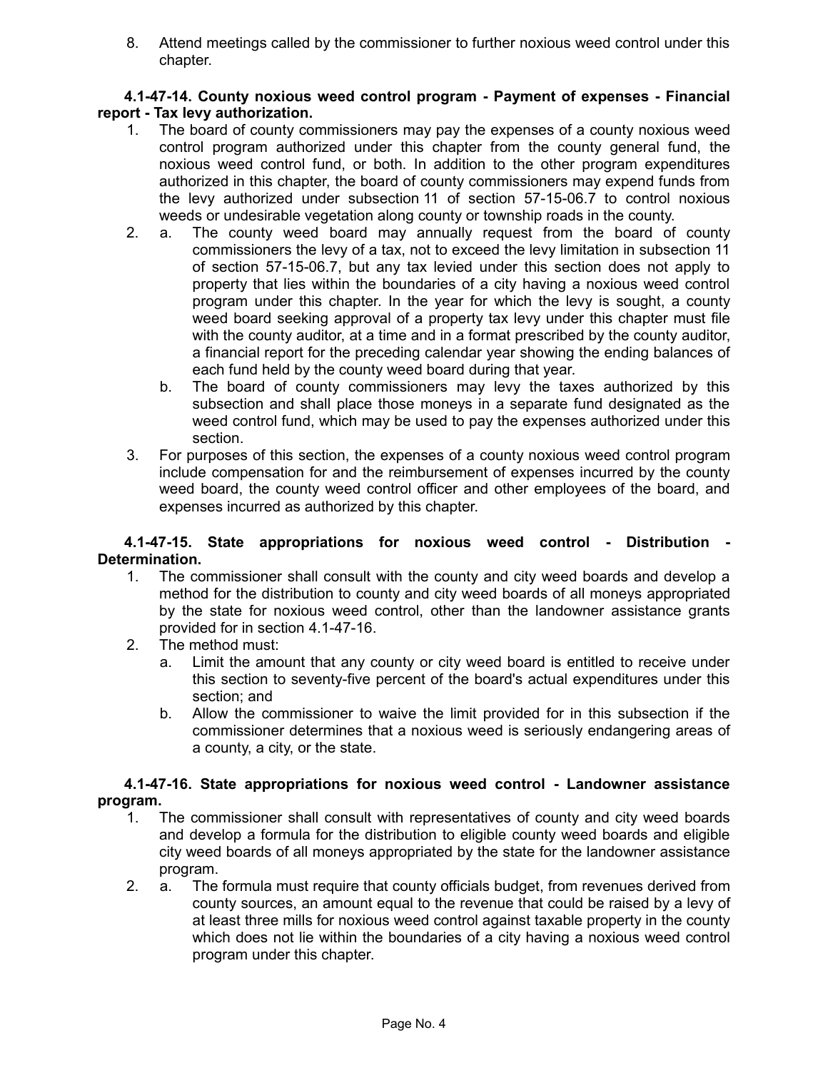8. Attend meetings called by the commissioner to further noxious weed control under this chapter.

**4.1-47-14. County noxious weed control program - Payment of expenses - Financial report - Tax levy authorization.**

1. The board of county commissioners may pay the expenses of a county noxious weed control program authorized under this chapter from the county general fund, the noxious weed control fund, or both. In addition to the other program expenditures authorized in this chapter, the board of county commissioners may expend funds from the levy authorized under subsection 11 of section 57-15-06.7 to control noxious weeds or undesirable vegetation along county or township roads in the county.
2. a. The county weed board may annually request from the board of county commissioners the levy of a tax, not to exceed the levy limitation in subsection 11 of section 57-15-06.7, but any tax levied under this section does not apply to property that lies within the boundaries of a city having a noxious weed control program under this chapter. In the year for which the levy is sought, a county weed board seeking approval of a property tax levy under this chapter must file with the county auditor, at a time and in a format prescribed by the county auditor, a financial report for the preceding calendar year showing the ending balances of each fund held by the county weed board during that year.
   b. The board of county commissioners may levy the taxes authorized by this subsection and shall place those moneys in a separate fund designated as the weed control fund, which may be used to pay the expenses authorized under this section.
3. For purposes of this section, the expenses of a county noxious weed control program include compensation for and the reimbursement of expenses incurred by the county weed board, the county weed control officer and other employees of the board, and expenses incurred as authorized by this chapter.

**4.1-47-15. State appropriations for noxious weed control - Distribution - Determination.**

1. The commissioner shall consult with the county and city weed boards and develop a method for the distribution to county and city weed boards of all moneys appropriated by the state for noxious weed control, other than the landowner assistance grants provided for in section 4.1-47-16.
2. The method must:
   a. Limit the amount that any county or city weed board is entitled to receive under this section to seventy-five percent of the board's actual expenditures under this section; and
   b. Allow the commissioner to waive the limit provided for in this subsection if the commissioner determines that a noxious weed is seriously endangering areas of a county, a city, or the state.

**4.1-47-16. State appropriations for noxious weed control - Landowner assistance program.**

1. The commissioner shall consult with representatives of county and city weed boards and develop a formula for the distribution to eligible county weed boards and eligible city weed boards of all moneys appropriated by the state for the landowner assistance program.
2. a. The formula must require that county officials budget, from revenues derived from county sources, an amount equal to the revenue that could be raised by a levy of at least three mills for noxious weed control against taxable property in the county which does not lie within the boundaries of a city having a noxious weed control program under this chapter.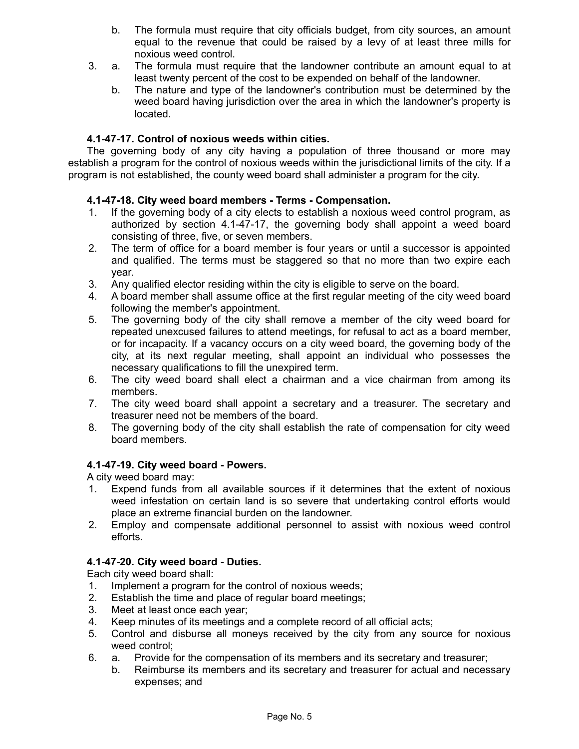b. The formula must require that city officials budget, from city sources, an amount equal to the revenue that could be raised by a levy of at least three mills for noxious weed control.

3. a. The formula must require that the landowner contribute an amount equal to at least twenty percent of the cost to be expended on behalf of the landowner.

   b. The nature and type of the landowner's contribution must be determined by the weed board having jurisdiction over the area in which the landowner's property is located.

**4.1-47-17. Control of noxious weeds within cities.**

The governing body of any city having a population of three thousand or more may establish a program for the control of noxious weeds within the jurisdictional limits of the city. If a program is not established, the county weed board shall administer a program for the city.

**4.1-47-18. City weed board members - Terms - Compensation.**

1. If the governing body of a city elects to establish a noxious weed control program, as authorized by section 4.1-47-17, the governing body shall appoint a weed board consisting of three, five, or seven members.
2. The term of office for a board member is four years or until a successor is appointed and qualified. The terms must be staggered so that no more than two expire each year.
3. Any qualified elector residing within the city is eligible to serve on the board.
4. A board member shall assume office at the first regular meeting of the city weed board following the member's appointment.
5. The governing body of the city shall remove a member of the city weed board for repeated unexcused failures to attend meetings, for refusal to act as a board member, or for incapacity. If a vacancy occurs on a city weed board, the governing body of the city, at its next regular meeting, shall appoint an individual who possesses the necessary qualifications to fill the unexpired term.
6. The city weed board shall elect a chairman and a vice chairman from among its members.
7. The city weed board shall appoint a secretary and a treasurer. The secretary and treasurer need not be members of the board.
8. The governing body of the city shall establish the rate of compensation for city weed board members.

**4.1-47-19. City weed board - Powers.**

A city weed board may:

1. Expend funds from all available sources if it determines that the extent of noxious weed infestation on certain land is so severe that undertaking control efforts would place an extreme financial burden on the landowner.
2. Employ and compensate additional personnel to assist with noxious weed control efforts.

**4.1-47-20. City weed board - Duties.**

Each city weed board shall:

1. Implement a program for the control of noxious weeds;
2. Establish the time and place of regular board meetings;
3. Meet at least once each year;
4. Keep minutes of its meetings and a complete record of all official acts;
5. Control and disburse all moneys received by the city from any source for noxious weed control;
6. a. Provide for the compensation of its members and its secretary and treasurer;

   b. Reimburse its members and its secretary and treasurer for actual and necessary expenses; and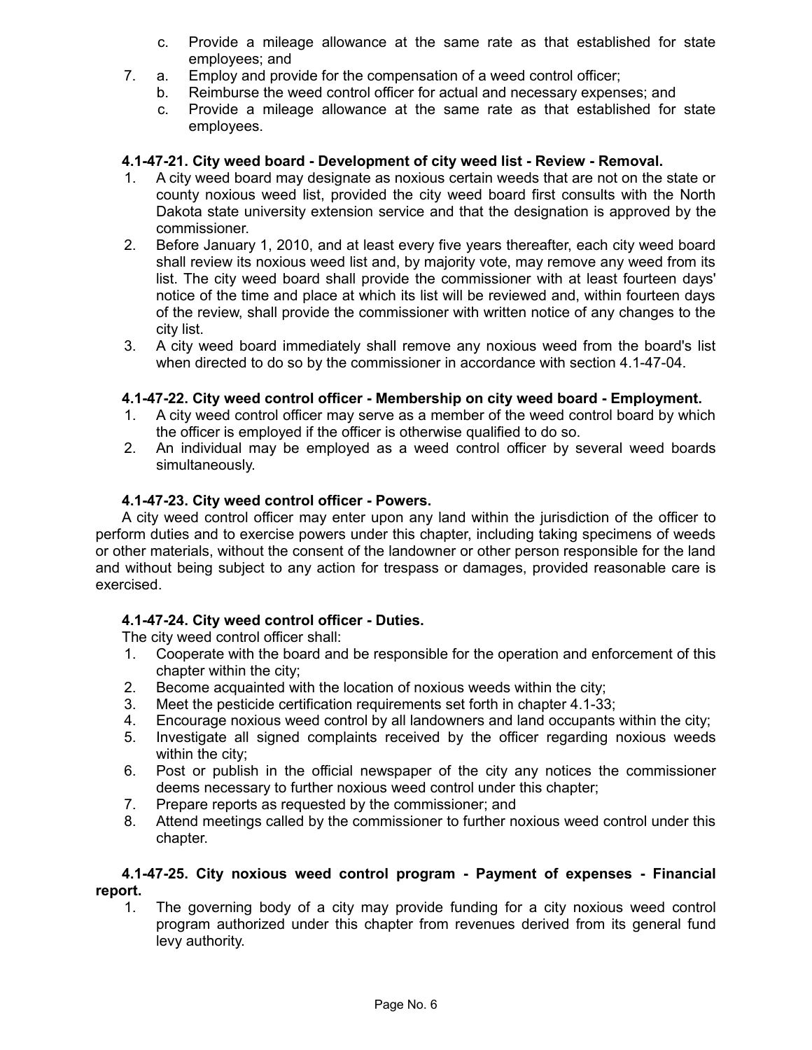c. Provide a mileage allowance at the same rate as that established for state employees; and

7. a. Employ and provide for the compensation of a weed control officer;
   b. Reimburse the weed control officer for actual and necessary expenses; and
   c. Provide a mileage allowance at the same rate as that established for state employees.

**4.1-47-21. City weed board - Development of city weed list - Review - Removal.**

1. A city weed board may designate as noxious certain weeds that are not on the state or county noxious weed list, provided the city weed board first consults with the North Dakota state university extension service and that the designation is approved by the commissioner.
2. Before January 1, 2010, and at least every five years thereafter, each city weed board shall review its noxious weed list and, by majority vote, may remove any weed from its list. The city weed board shall provide the commissioner with at least fourteen days' notice of the time and place at which its list will be reviewed and, within fourteen days of the review, shall provide the commissioner with written notice of any changes to the city list.
3. A city weed board immediately shall remove any noxious weed from the board's list when directed to do so by the commissioner in accordance with section 4.1-47-04.

**4.1-47-22. City weed control officer - Membership on city weed board - Employment.**

1. A city weed control officer may serve as a member of the weed control board by which the officer is employed if the officer is otherwise qualified to do so.
2. An individual may be employed as a weed control officer by several weed boards simultaneously.

**4.1-47-23. City weed control officer - Powers.**

A city weed control officer may enter upon any land within the jurisdiction of the officer to perform duties and to exercise powers under this chapter, including taking specimens of weeds or other materials, without the consent of the landowner or other person responsible for the land and without being subject to any action for trespass or damages, provided reasonable care is exercised.

**4.1-47-24. City weed control officer - Duties.**

The city weed control officer shall:

1. Cooperate with the board and be responsible for the operation and enforcement of this chapter within the city;
2. Become acquainted with the location of noxious weeds within the city;
3. Meet the pesticide certification requirements set forth in chapter 4.1-33;
4. Encourage noxious weed control by all landowners and land occupants within the city;
5. Investigate all signed complaints received by the officer regarding noxious weeds within the city;
6. Post or publish in the official newspaper of the city any notices the commissioner deems necessary to further noxious weed control under this chapter;
7. Prepare reports as requested by the commissioner; and
8. Attend meetings called by the commissioner to further noxious weed control under this chapter.

**4.1-47-25. City noxious weed control program - Payment of expenses - Financial report.**

1. The governing body of a city may provide funding for a city noxious weed control program authorized under this chapter from revenues derived from its general fund levy authority.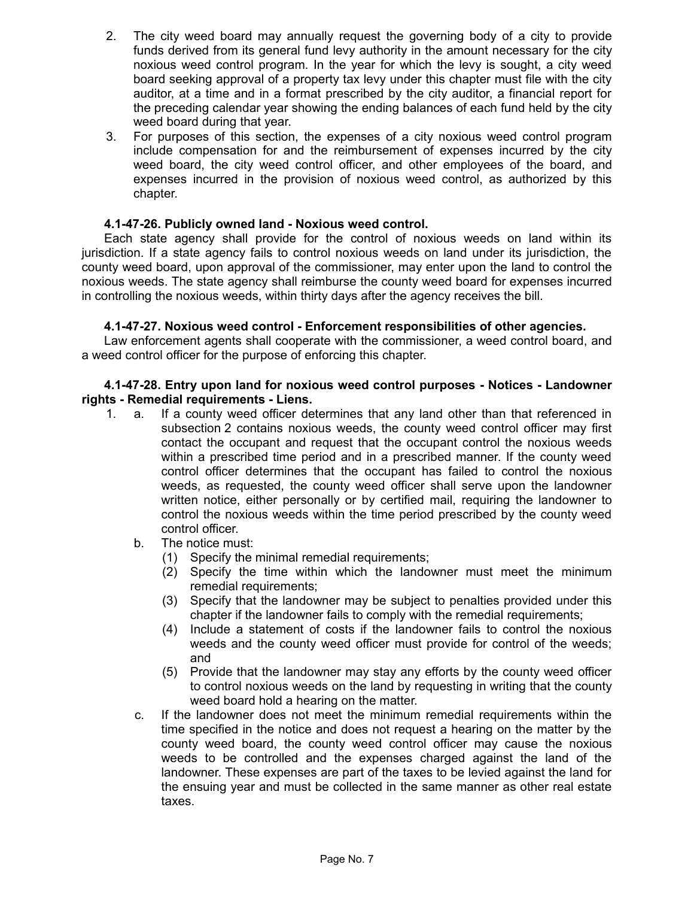2. The city weed board may annually request the governing body of a city to provide funds derived from its general fund levy authority in the amount necessary for the city noxious weed control program. In the year for which the levy is sought, a city weed board seeking approval of a property tax levy under this chapter must file with the city auditor, at a time and in a format prescribed by the city auditor, a financial report for the preceding calendar year showing the ending balances of each fund held by the city weed board during that year.
3. For purposes of this section, the expenses of a city noxious weed control program include compensation for and the reimbursement of expenses incurred by the city weed board, the city weed control officer, and other employees of the board, and expenses incurred in the provision of noxious weed control, as authorized by this chapter.

**4.1-47-26. Publicly owned land - Noxious weed control.**

Each state agency shall provide for the control of noxious weeds on land within its jurisdiction. If a state agency fails to control noxious weeds on land under its jurisdiction, the county weed board, upon approval of the commissioner, may enter upon the land to control the noxious weeds. The state agency shall reimburse the county weed board for expenses incurred in controlling the noxious weeds, within thirty days after the agency receives the bill.

**4.1-47-27. Noxious weed control - Enforcement responsibilities of other agencies.**

Law enforcement agents shall cooperate with the commissioner, a weed control board, and a weed control officer for the purpose of enforcing this chapter.

**4.1-47-28. Entry upon land for noxious weed control purposes - Notices - Landowner rights - Remedial requirements - Liens.**

1. a. If a county weed officer determines that any land other than that referenced in subsection 2 contains noxious weeds, the county weed control officer may first contact the occupant and request that the occupant control the noxious weeds within a prescribed time period and in a prescribed manner. If the county weed control officer determines that the occupant has failed to control the noxious weeds, as requested, the county weed officer shall serve upon the landowner written notice, either personally or by certified mail, requiring the landowner to control the noxious weeds within the time period prescribed by the county weed control officer.
   b. The notice must:
      (1) Specify the minimal remedial requirements;
      (2) Specify the time within which the landowner must meet the minimum remedial requirements;
      (3) Specify that the landowner may be subject to penalties provided under this chapter if the landowner fails to comply with the remedial requirements;
      (4) Include a statement of costs if the landowner fails to control the noxious weeds and the county weed officer must provide for control of the weeds; and
      (5) Provide that the landowner may stay any efforts by the county weed officer to control noxious weeds on the land by requesting in writing that the county weed board hold a hearing on the matter.
   c. If the landowner does not meet the minimum remedial requirements within the time specified in the notice and does not request a hearing on the matter by the county weed board, the county weed control officer may cause the noxious weeds to be controlled and the expenses charged against the land of the landowner. These expenses are part of the taxes to be levied against the land for the ensuing year and must be collected in the same manner as other real estate taxes.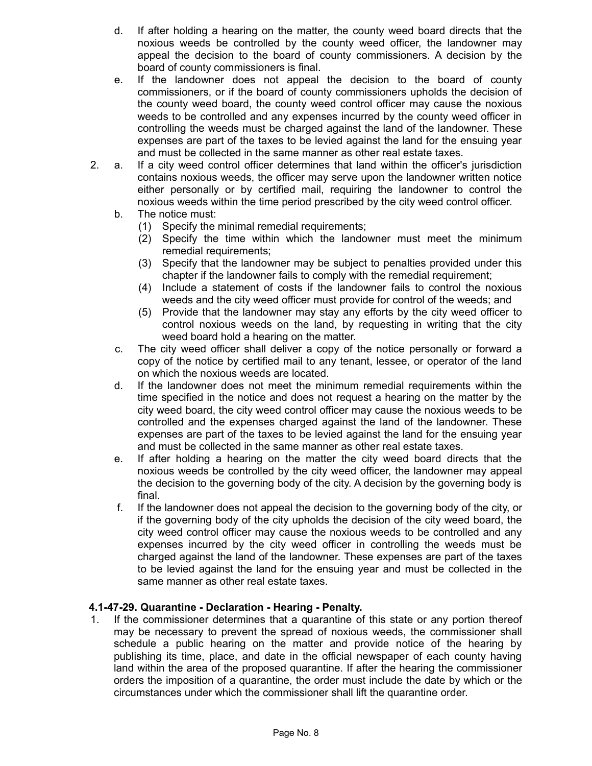d. If after holding a hearing on the matter, the county weed board directs that the noxious weeds be controlled by the county weed officer, the landowner may appeal the decision to the board of county commissioners. A decision by the board of county commissioners is final.

e. If the landowner does not appeal the decision to the board of county commissioners, or if the board of county commissioners upholds the decision of the county weed board, the county weed control officer may cause the noxious weeds to be controlled and any expenses incurred by the county weed officer in controlling the weeds must be charged against the land of the landowner. These expenses are part of the taxes to be levied against the land for the ensuing year and must be collected in the same manner as other real estate taxes.

2. a. If a city weed control officer determines that land within the officer's jurisdiction contains noxious weeds, the officer may serve upon the landowner written notice either personally or by certified mail, requiring the landowner to control the noxious weeds within the time period prescribed by the city weed control officer.

   b. The notice must:

      (1) Specify the minimal remedial requirements;

      (2) Specify the time within which the landowner must meet the minimum remedial requirements;

      (3) Specify that the landowner may be subject to penalties provided under this chapter if the landowner fails to comply with the remedial requirement;

      (4) Include a statement of costs if the landowner fails to control the noxious weeds and the city weed officer must provide for control of the weeds; and

      (5) Provide that the landowner may stay any efforts by the city weed officer to control noxious weeds on the land, by requesting in writing that the city weed board hold a hearing on the matter.

   c. The city weed officer shall deliver a copy of the notice personally or forward a copy of the notice by certified mail to any tenant, lessee, or operator of the land on which the noxious weeds are located.

   d. If the landowner does not meet the minimum remedial requirements within the time specified in the notice and does not request a hearing on the matter by the city weed board, the city weed control officer may cause the noxious weeds to be controlled and the expenses charged against the land of the landowner. These expenses are part of the taxes to be levied against the land for the ensuing year and must be collected in the same manner as other real estate taxes.

   e. If after holding a hearing on the matter the city weed board directs that the noxious weeds be controlled by the city weed officer, the landowner may appeal the decision to the governing body of the city. A decision by the governing body is final.

   f. If the landowner does not appeal the decision to the governing body of the city, or if the governing body of the city upholds the decision of the city weed board, the city weed control officer may cause the noxious weeds to be controlled and any expenses incurred by the city weed officer in controlling the weeds must be charged against the land of the landowner. These expenses are part of the taxes to be levied against the land for the ensuing year and must be collected in the same manner as other real estate taxes.

**4.1-47-29. Quarantine - Declaration - Hearing - Penalty.**

1. If the commissioner determines that a quarantine of this state or any portion thereof may be necessary to prevent the spread of noxious weeds, the commissioner shall schedule a public hearing on the matter and provide notice of the hearing by publishing its time, place, and date in the official newspaper of each county having land within the area of the proposed quarantine. If after the hearing the commissioner orders the imposition of a quarantine, the order must include the date by which or the circumstances under which the commissioner shall lift the quarantine order.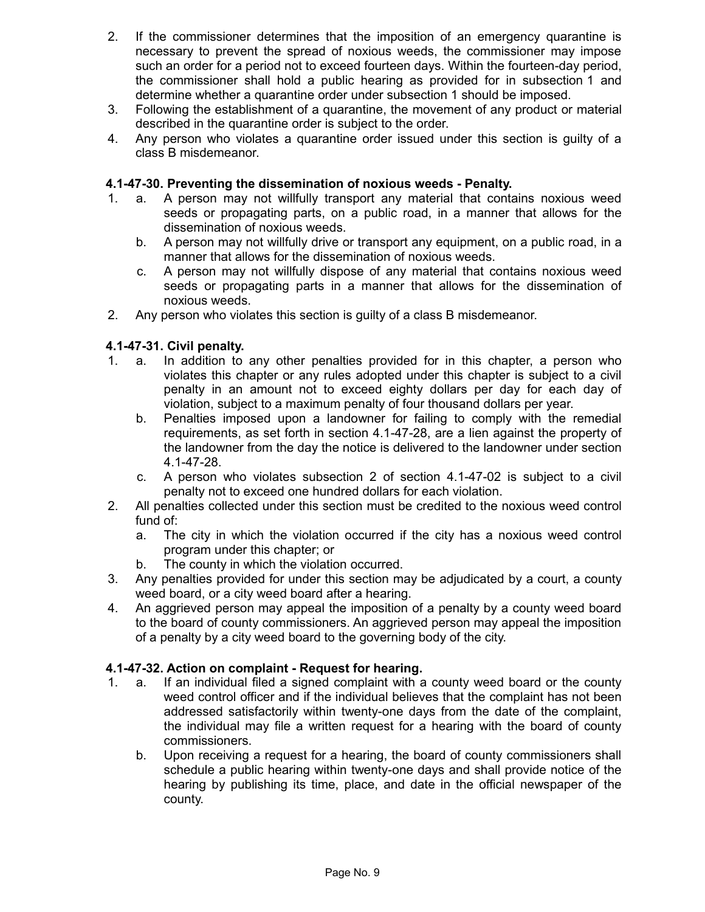2. If the commissioner determines that the imposition of an emergency quarantine is necessary to prevent the spread of noxious weeds, the commissioner may impose such an order for a period not to exceed fourteen days. Within the fourteen-day period, the commissioner shall hold a public hearing as provided for in subsection 1 and determine whether a quarantine order under subsection 1 should be imposed.
3. Following the establishment of a quarantine, the movement of any product or material described in the quarantine order is subject to the order.
4. Any person who violates a quarantine order issued under this section is guilty of a class B misdemeanor.

**4.1-47-30. Preventing the dissemination of noxious weeds - Penalty.**

1. a. A person may not willfully transport any material that contains noxious weed seeds or propagating parts, on a public road, in a manner that allows for the dissemination of noxious weeds.
   b. A person may not willfully drive or transport any equipment, on a public road, in a manner that allows for the dissemination of noxious weeds.
   c. A person may not willfully dispose of any material that contains noxious weed seeds or propagating parts in a manner that allows for the dissemination of noxious weeds.
2. Any person who violates this section is guilty of a class B misdemeanor.

**4.1-47-31. Civil penalty.**

1. a. In addition to any other penalties provided for in this chapter, a person who violates this chapter or any rules adopted under this chapter is subject to a civil penalty in an amount not to exceed eighty dollars per day for each day of violation, subject to a maximum penalty of four thousand dollars per year.
   b. Penalties imposed upon a landowner for failing to comply with the remedial requirements, as set forth in section 4.1-47-28, are a lien against the property of the landowner from the day the notice is delivered to the landowner under section 4.1-47-28.
   c. A person who violates subsection 2 of section 4.1-47-02 is subject to a civil penalty not to exceed one hundred dollars for each violation.
2. All penalties collected under this section must be credited to the noxious weed control fund of:
   a. The city in which the violation occurred if the city has a noxious weed control program under this chapter; or
   b. The county in which the violation occurred.
3. Any penalties provided for under this section may be adjudicated by a court, a county weed board, or a city weed board after a hearing.
4. An aggrieved person may appeal the imposition of a penalty by a county weed board to the board of county commissioners. An aggrieved person may appeal the imposition of a penalty by a city weed board to the governing body of the city.

**4.1-47-32. Action on complaint - Request for hearing.**

1. a. If an individual filed a signed complaint with a county weed board or the county weed control officer and if the individual believes that the complaint has not been addressed satisfactorily within twenty-one days from the date of the complaint, the individual may file a written request for a hearing with the board of county commissioners.
   b. Upon receiving a request for a hearing, the board of county commissioners shall schedule a public hearing within twenty-one days and shall provide notice of the hearing by publishing its time, place, and date in the official newspaper of the county.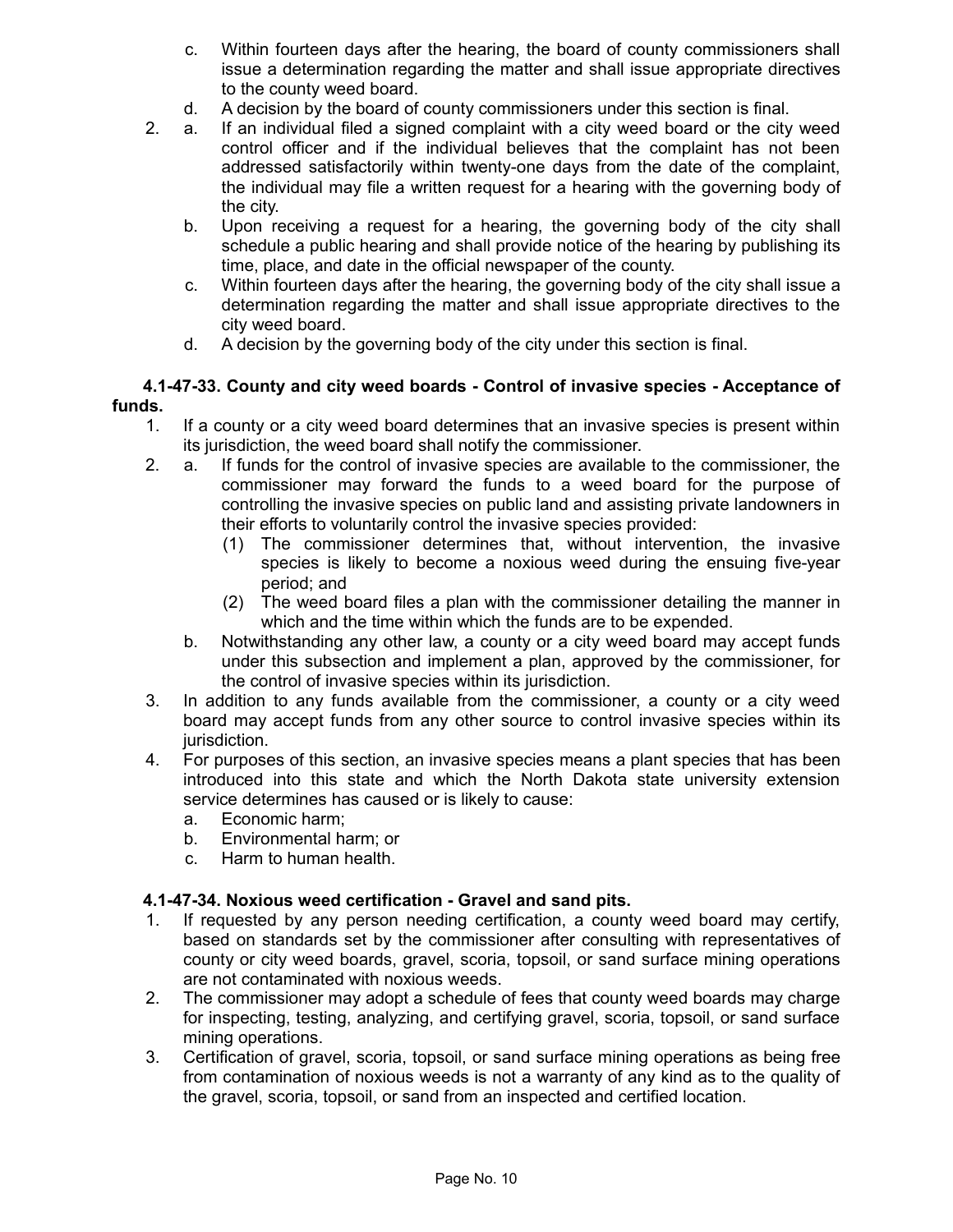c. Within fourteen days after the hearing, the board of county commissioners shall issue a determination regarding the matter and shall issue appropriate directives to the county weed board.
d. A decision by the board of county commissioners under this section is final.

2. a. If an individual filed a signed complaint with a city weed board or the city weed control officer and if the individual believes that the complaint has not been addressed satisfactorily within twenty-one days from the date of the complaint, the individual may file a written request for a hearing with the governing body of the city.
b. Upon receiving a request for a hearing, the governing body of the city shall schedule a public hearing and shall provide notice of the hearing by publishing its time, place, and date in the official newspaper of the county.
c. Within fourteen days after the hearing, the governing body of the city shall issue a determination regarding the matter and shall issue appropriate directives to the city weed board.
d. A decision by the governing body of the city under this section is final.

**4.1-47-33. County and city weed boards - Control of invasive species - Acceptance of funds.**

1. If a county or a city weed board determines that an invasive species is present within its jurisdiction, the weed board shall notify the commissioner.
2. a. If funds for the control of invasive species are available to the commissioner, the commissioner may forward the funds to a weed board for the purpose of controlling the invasive species on public land and assisting private landowners in their efforts to voluntarily control the invasive species provided:
   (1) The commissioner determines that, without intervention, the invasive species is likely to become a noxious weed during the ensuing five-year period; and
   (2) The weed board files a plan with the commissioner detailing the manner in which and the time within which the funds are to be expended.
   b. Notwithstanding any other law, a county or a city weed board may accept funds under this subsection and implement a plan, approved by the commissioner, for the control of invasive species within its jurisdiction.
3. In addition to any funds available from the commissioner, a county or a city weed board may accept funds from any other source to control invasive species within its jurisdiction.
4. For purposes of this section, an invasive species means a plant species that has been introduced into this state and which the North Dakota state university extension service determines has caused or is likely to cause:
   a. Economic harm;
   b. Environmental harm; or
   c. Harm to human health.

**4.1-47-34. Noxious weed certification - Gravel and sand pits.**

1. If requested by any person needing certification, a county weed board may certify, based on standards set by the commissioner after consulting with representatives of county or city weed boards, gravel, scoria, topsoil, or sand surface mining operations are not contaminated with noxious weeds.
2. The commissioner may adopt a schedule of fees that county weed boards may charge for inspecting, testing, analyzing, and certifying gravel, scoria, topsoil, or sand surface mining operations.
3. Certification of gravel, scoria, topsoil, or sand surface mining operations as being free from contamination of noxious weeds is not a warranty of any kind as to the quality of the gravel, scoria, topsoil, or sand from an inspected and certified location.